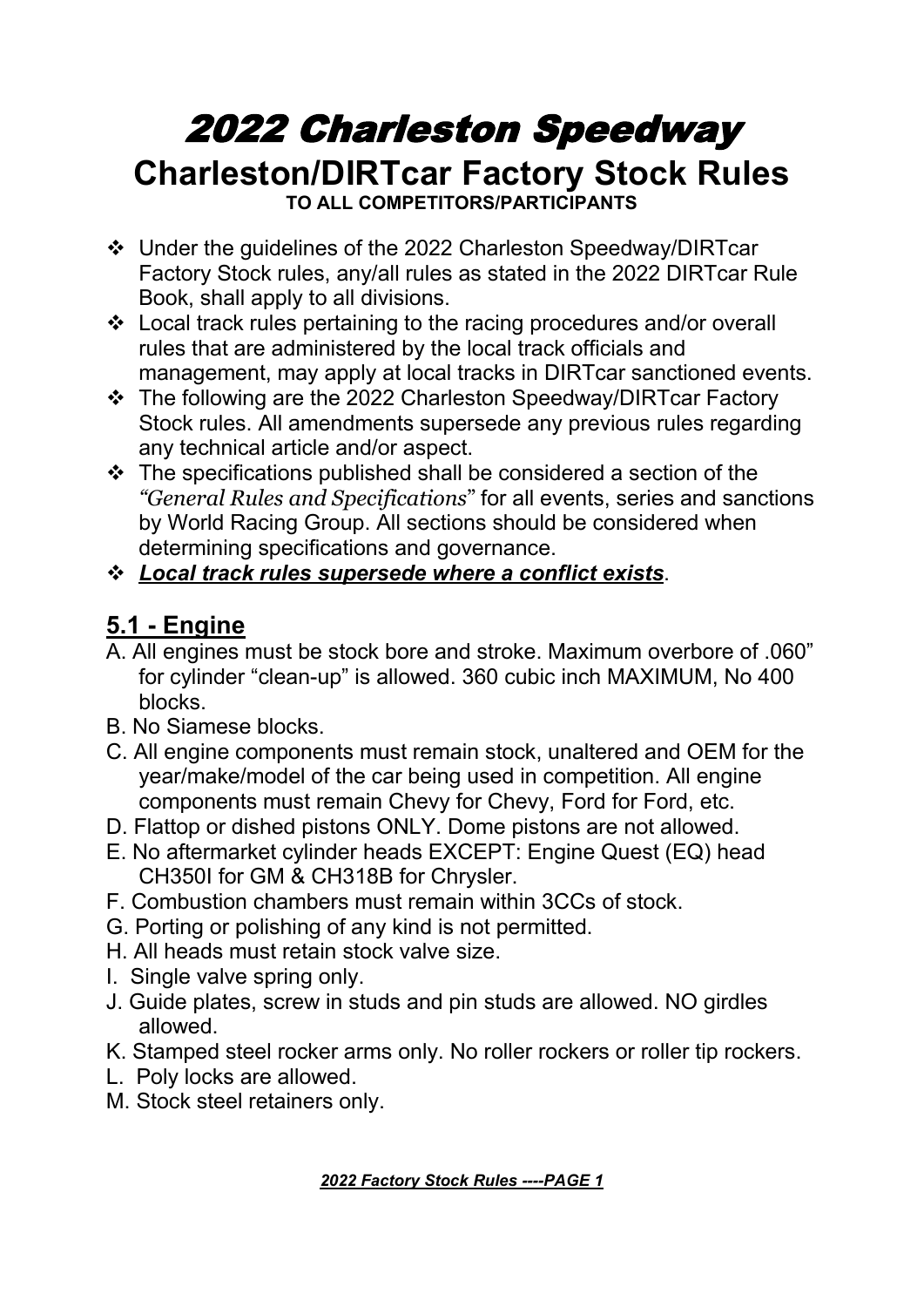# 2022 Charleston Speedway

## Charleston/DIRTcar Factory Stock Rules

**TO ALL COMPETITORS/PARTICIPANTS**

- Under the guidelines of the 2022 Charleston Speedway/DIRTcar Factory Stock rules, any/all rules as stated in the 2022 DIRTcar Rule Book, shall apply to all divisions.
- Local track rules pertaining to the racing procedures and/or overall rules that are administered by the local track officials and management, may apply at local tracks in DIRTcar sanctioned events.
- The following are the 2022 Charleston Speedway/DIRTcar Factory Stock rules. All amendments supersede any previous rules regarding any technical article and/or aspect.
- The specifications published shall be considered a section of the *"General Rules and Specifications"* for all events, series and sanctions by World Racing Group. All sections should be considered when determining specifications and governance.
- ***Local track rules supersede where a conflict exists***.

## 5.1 - Engine

A. All engines must be stock bore and stroke. Maximum overbore of .060" for cylinder "clean-up" is allowed. 360 cubic inch MAXIMUM, No 400 blocks.

B. No Siamese blocks.

C. All engine components must remain stock, unaltered and OEM for the year/make/model of the car being used in competition. All engine components must remain Chevy for Chevy, Ford for Ford, etc.

D. Flattop or dished pistons ONLY. Dome pistons are not allowed.

E. No aftermarket cylinder heads EXCEPT: Engine Quest (EQ) head CH350I for GM & CH318B for Chrysler.

F. Combustion chambers must remain within 3CCs of stock.

G. Porting or polishing of any kind is not permitted.

H. All heads must retain stock valve size.

I. Single valve spring only.

J. Guide plates, screw in studs and pin studs are allowed. NO girdles allowed.

K. Stamped steel rocker arms only. No roller rockers or roller tip rockers.

L. Poly locks are allowed.

M. Stock steel retainers only.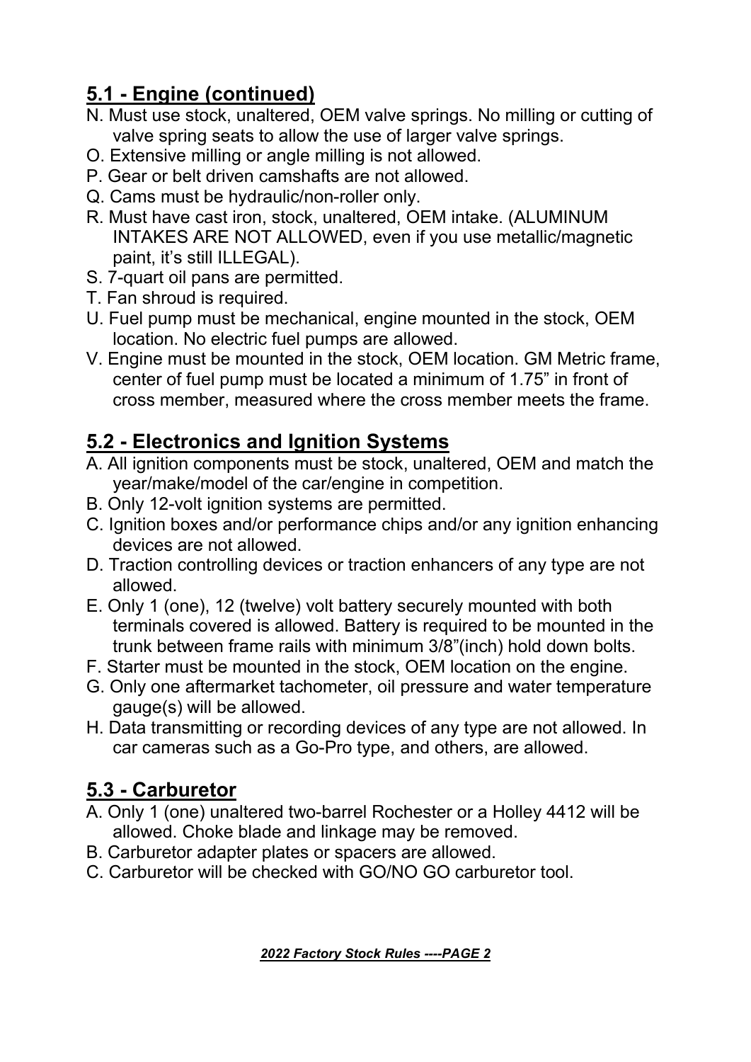## 5.1 - Engine (continued)

N. Must use stock, unaltered, OEM valve springs. No milling or cutting of valve spring seats to allow the use of larger valve springs.
O. Extensive milling or angle milling is not allowed.
P. Gear or belt driven camshafts are not allowed.
Q. Cams must be hydraulic/non-roller only.
R. Must have cast iron, stock, unaltered, OEM intake. (ALUMINUM INTAKES ARE NOT ALLOWED, even if you use metallic/magnetic paint, it's still ILLEGAL).
S. 7-quart oil pans are permitted.
T. Fan shroud is required.
U. Fuel pump must be mechanical, engine mounted in the stock, OEM location. No electric fuel pumps are allowed.
V. Engine must be mounted in the stock, OEM location. GM Metric frame, center of fuel pump must be located a minimum of 1.75" in front of cross member, measured where the cross member meets the frame.

## 5.2 - Electronics and Ignition Systems

A. All ignition components must be stock, unaltered, OEM and match the year/make/model of the car/engine in competition.
B. Only 12-volt ignition systems are permitted.
C. Ignition boxes and/or performance chips and/or any ignition enhancing devices are not allowed.
D. Traction controlling devices or traction enhancers of any type are not allowed.
E. Only 1 (one), 12 (twelve) volt battery securely mounted with both terminals covered is allowed. Battery is required to be mounted in the trunk between frame rails with minimum 3/8"(inch) hold down bolts.
F. Starter must be mounted in the stock, OEM location on the engine.
G. Only one aftermarket tachometer, oil pressure and water temperature gauge(s) will be allowed.
H. Data transmitting or recording devices of any type are not allowed. In car cameras such as a Go-Pro type, and others, are allowed.

## 5.3 - Carburetor

A. Only 1 (one) unaltered two-barrel Rochester or a Holley 4412 will be allowed. Choke blade and linkage may be removed.
B. Carburetor adapter plates or spacers are allowed.
C. Carburetor will be checked with GO/NO GO carburetor tool.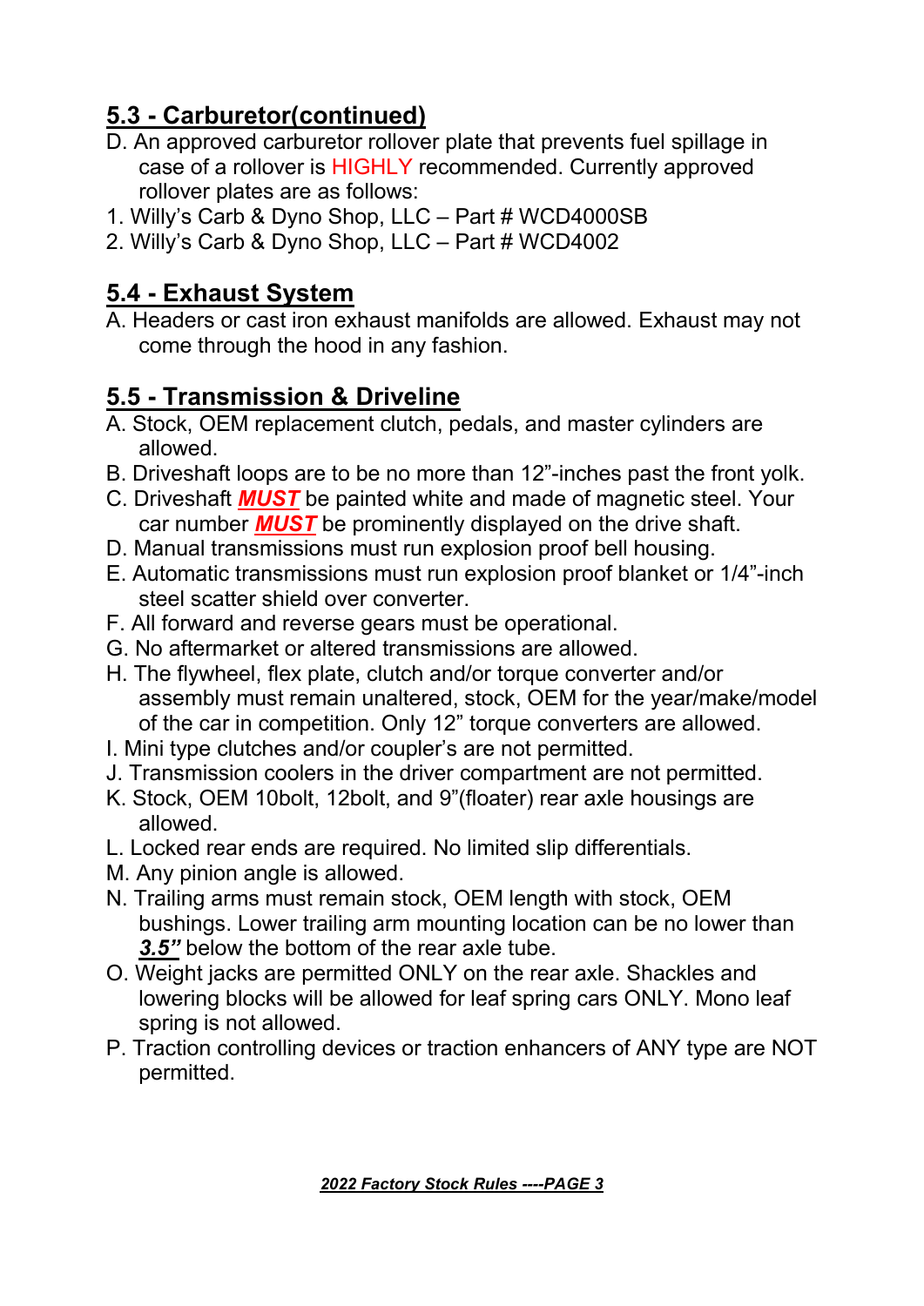## 5.3 - Carburetor(continued)

D. An approved carburetor rollover plate that prevents fuel spillage in case of a rollover is HIGHLY recommended. Currently approved rollover plates are as follows:

1. Willy's Carb & Dyno Shop, LLC – Part # WCD4000SB
2. Willy's Carb & Dyno Shop, LLC – Part # WCD4002

## 5.4 - Exhaust System

A. Headers or cast iron exhaust manifolds are allowed. Exhaust may not come through the hood in any fashion.

## 5.5 - Transmission & Driveline

A. Stock, OEM replacement clutch, pedals, and master cylinders are allowed.
B. Driveshaft loops are to be no more than 12"-inches past the front yolk.
C. Driveshaft ***MUST*** be painted white and made of magnetic steel. Your car number ***MUST*** be prominently displayed on the drive shaft.
D. Manual transmissions must run explosion proof bell housing.
E. Automatic transmissions must run explosion proof blanket or 1/4"-inch steel scatter shield over converter.
F. All forward and reverse gears must be operational.
G. No aftermarket or altered transmissions are allowed.
H. The flywheel, flex plate, clutch and/or torque converter and/or assembly must remain unaltered, stock, OEM for the year/make/model of the car in competition. Only 12" torque converters are allowed.
I. Mini type clutches and/or coupler's are not permitted.
J. Transmission coolers in the driver compartment are not permitted.
K. Stock, OEM 10bolt, 12bolt, and 9"(floater) rear axle housings are allowed.
L. Locked rear ends are required. No limited slip differentials.
M. Any pinion angle is allowed.
N. Trailing arms must remain stock, OEM length with stock, OEM bushings. Lower trailing arm mounting location can be no lower than ***3.5"*** below the bottom of the rear axle tube.
O. Weight jacks are permitted ONLY on the rear axle. Shackles and lowering blocks will be allowed for leaf spring cars ONLY. Mono leaf spring is not allowed.
P. Traction controlling devices or traction enhancers of ANY type are NOT permitted.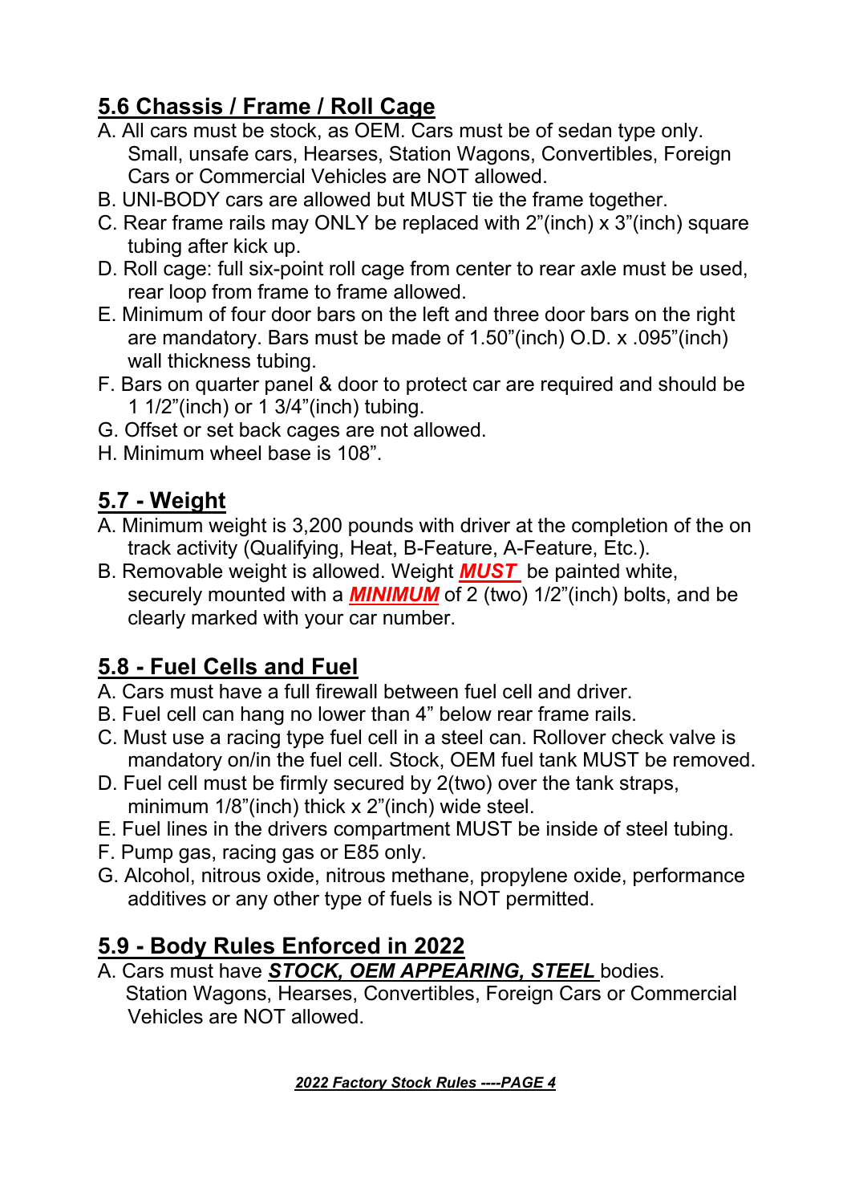## 5.6 Chassis / Frame / Roll Cage

A. All cars must be stock, as OEM. Cars must be of sedan type only. Small, unsafe cars, Hearses, Station Wagons, Convertibles, Foreign Cars or Commercial Vehicles are NOT allowed.

B. UNI-BODY cars are allowed but MUST tie the frame together.

C. Rear frame rails may ONLY be replaced with 2”(inch) x 3”(inch) square tubing after kick up.

D. Roll cage: full six-point roll cage from center to rear axle must be used, rear loop from frame to frame allowed.

E. Minimum of four door bars on the left and three door bars on the right are mandatory. Bars must be made of 1.50”(inch) O.D. x .095”(inch) wall thickness tubing.

F. Bars on quarter panel & door to protect car are required and should be 1 1/2”(inch) or 1 3/4”(inch) tubing.

G. Offset or set back cages are not allowed.

H. Minimum wheel base is 108”.

## 5.7 - Weight

A. Minimum weight is 3,200 pounds with driver at the completion of the on track activity (Qualifying, Heat, B-Feature, A-Feature, Etc.).

B. Removable weight is allowed. Weight ***MUST*** be painted white, securely mounted with a ***MINIMUM*** of 2 (two) 1/2”(inch) bolts, and be clearly marked with your car number.

## 5.8 - Fuel Cells and Fuel

A. Cars must have a full firewall between fuel cell and driver.

B. Fuel cell can hang no lower than 4” below rear frame rails.

C. Must use a racing type fuel cell in a steel can. Rollover check valve is mandatory on/in the fuel cell. Stock, OEM fuel tank MUST be removed.

D. Fuel cell must be firmly secured by 2(two) over the tank straps, minimum 1/8”(inch) thick x 2”(inch) wide steel.

E. Fuel lines in the drivers compartment MUST be inside of steel tubing.

F. Pump gas, racing gas or E85 only.

G. Alcohol, nitrous oxide, nitrous methane, propylene oxide, performance additives or any other type of fuels is NOT permitted.

## 5.9 - Body Rules Enforced in 2022

A. Cars must have ***STOCK, OEM APPEARING, STEEL*** bodies. Station Wagons, Hearses, Convertibles, Foreign Cars or Commercial Vehicles are NOT allowed.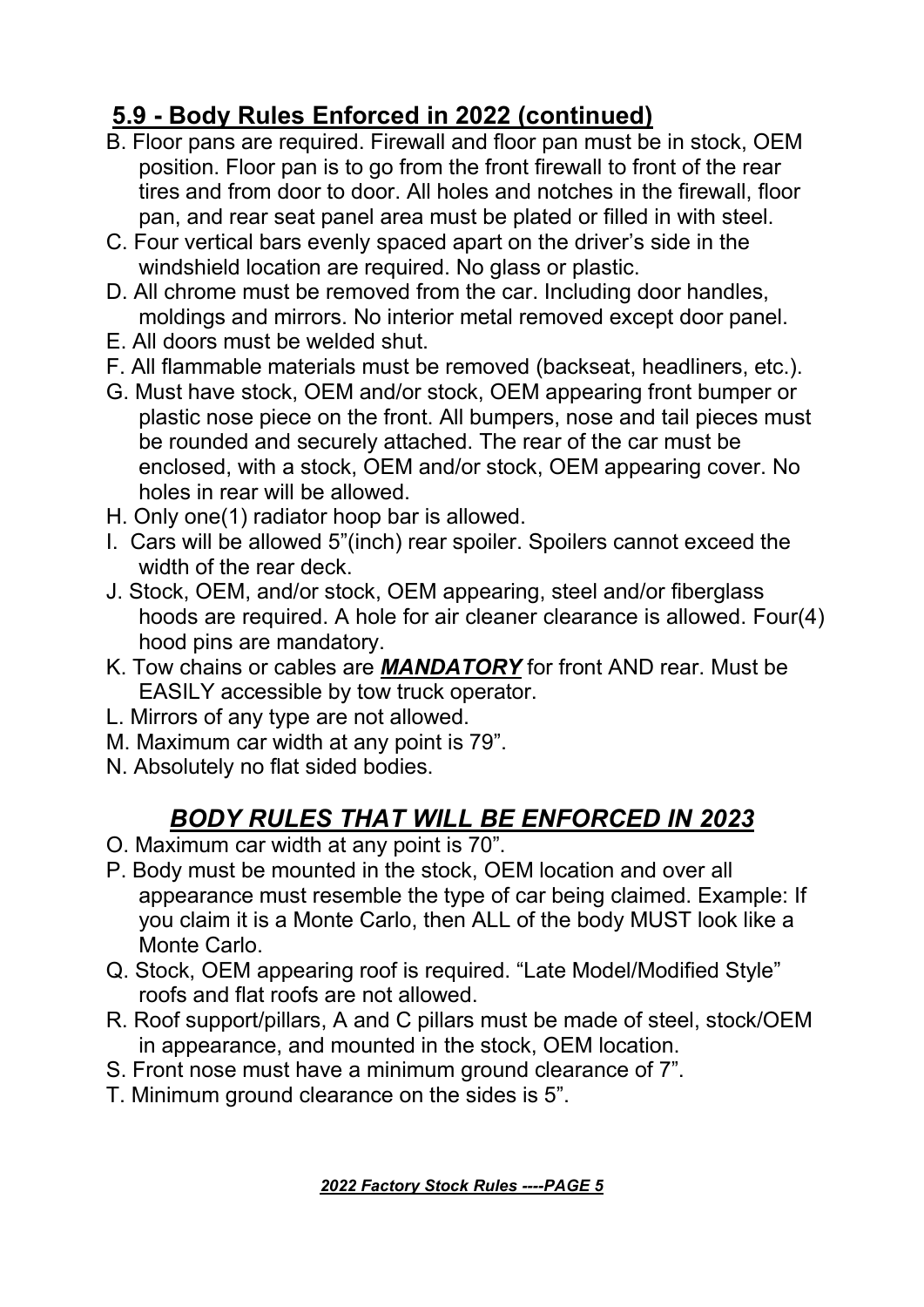## 5.9 - Body Rules Enforced in 2022 (continued)

B. Floor pans are required. Firewall and floor pan must be in stock, OEM position. Floor pan is to go from the front firewall to front of the rear tires and from door to door. All holes and notches in the firewall, floor pan, and rear seat panel area must be plated or filled in with steel.

C. Four vertical bars evenly spaced apart on the driver's side in the windshield location are required. No glass or plastic.

D. All chrome must be removed from the car. Including door handles, moldings and mirrors. No interior metal removed except door panel.

E. All doors must be welded shut.

F. All flammable materials must be removed (backseat, headliners, etc.).

G. Must have stock, OEM and/or stock, OEM appearing front bumper or plastic nose piece on the front. All bumpers, nose and tail pieces must be rounded and securely attached. The rear of the car must be enclosed, with a stock, OEM and/or stock, OEM appearing cover. No holes in rear will be allowed.

H. Only one(1) radiator hoop bar is allowed.

I. Cars will be allowed 5"(inch) rear spoiler. Spoilers cannot exceed the width of the rear deck.

J. Stock, OEM, and/or stock, OEM appearing, steel and/or fiberglass hoods are required. A hole for air cleaner clearance is allowed. Four(4) hood pins are mandatory.

K. Tow chains or cables are ***MANDATORY*** for front AND rear. Must be EASILY accessible by tow truck operator.

L. Mirrors of any type are not allowed.

M. Maximum car width at any point is 79".

N. Absolutely no flat sided bodies.

## *BODY RULES THAT WILL BE ENFORCED IN 2023*

O. Maximum car width at any point is 70".

P. Body must be mounted in the stock, OEM location and over all appearance must resemble the type of car being claimed. Example: If you claim it is a Monte Carlo, then ALL of the body MUST look like a Monte Carlo.

Q. Stock, OEM appearing roof is required. "Late Model/Modified Style" roofs and flat roofs are not allowed.

R. Roof support/pillars, A and C pillars must be made of steel, stock/OEM in appearance, and mounted in the stock, OEM location.

S. Front nose must have a minimum ground clearance of 7".

T. Minimum ground clearance on the sides is 5".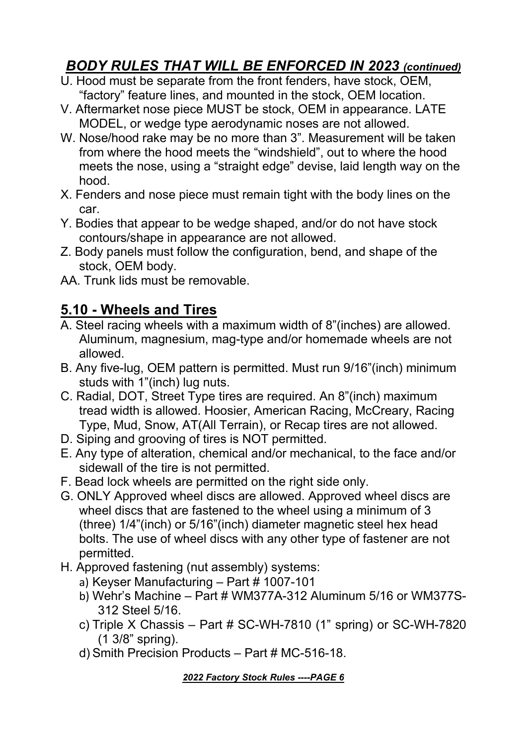## *BODY RULES THAT WILL BE ENFORCED IN 2023 (continued)*

U. Hood must be separate from the front fenders, have stock, OEM, "factory" feature lines, and mounted in the stock, OEM location.

V. Aftermarket nose piece MUST be stock, OEM in appearance. LATE MODEL, or wedge type aerodynamic noses are not allowed.

W. Nose/hood rake may be no more than 3". Measurement will be taken from where the hood meets the "windshield", out to where the hood meets the nose, using a "straight edge" devise, laid length way on the hood.

X. Fenders and nose piece must remain tight with the body lines on the car.

Y. Bodies that appear to be wedge shaped, and/or do not have stock contours/shape in appearance are not allowed.

Z. Body panels must follow the configuration, bend, and shape of the stock, OEM body.

AA. Trunk lids must be removable.

## 5.10 - Wheels and Tires

A. Steel racing wheels with a maximum width of 8"(inches) are allowed. Aluminum, magnesium, mag-type and/or homemade wheels are not allowed.

B. Any five-lug, OEM pattern is permitted. Must run 9/16"(inch) minimum studs with 1"(inch) lug nuts.

C. Radial, DOT, Street Type tires are required. An 8"(inch) maximum tread width is allowed. Hoosier, American Racing, McCreary, Racing Type, Mud, Snow, AT(All Terrain), or Recap tires are not allowed.

D. Siping and grooving of tires is NOT permitted.

E. Any type of alteration, chemical and/or mechanical, to the face and/or sidewall of the tire is not permitted.

F. Bead lock wheels are permitted on the right side only.

G. ONLY Approved wheel discs are allowed. Approved wheel discs are wheel discs that are fastened to the wheel using a minimum of 3 (three) 1/4"(inch) or 5/16"(inch) diameter magnetic steel hex head bolts. The use of wheel discs with any other type of fastener are not permitted.

H. Approved fastening (nut assembly) systems:

a) Keyser Manufacturing – Part # 1007-101

b) Wehr's Machine – Part # WM377A-312 Aluminum 5/16 or WM377S-312 Steel 5/16.

c) Triple X Chassis – Part # SC-WH-7810 (1" spring) or SC-WH-7820 (1 3/8" spring).

d) Smith Precision Products – Part # MC-516-18.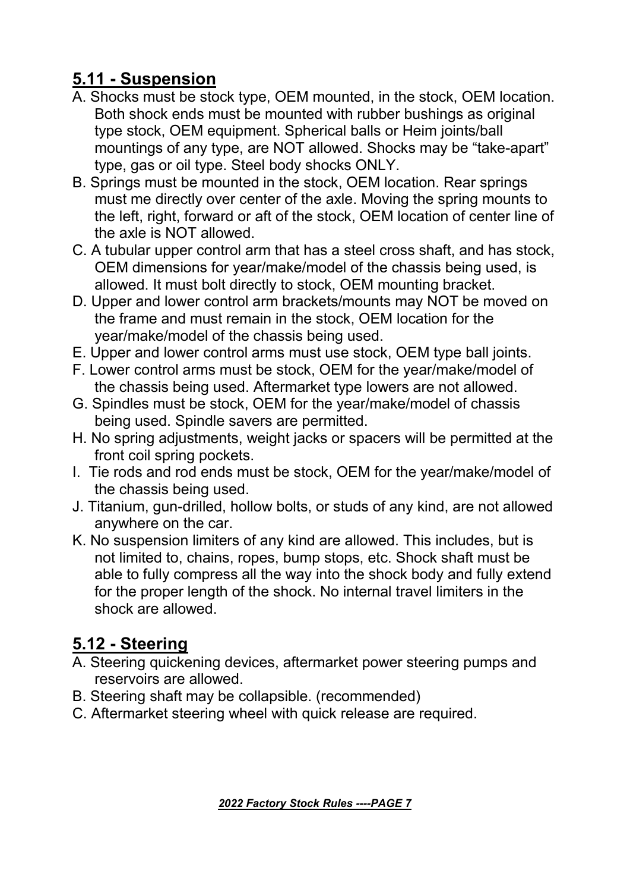## 5.11 - Suspension

A. Shocks must be stock type, OEM mounted, in the stock, OEM location. Both shock ends must be mounted with rubber bushings as original type stock, OEM equipment. Spherical balls or Heim joints/ball mountings of any type, are NOT allowed. Shocks may be “take-apart” type, gas or oil type. Steel body shocks ONLY.

B. Springs must be mounted in the stock, OEM location. Rear springs must me directly over center of the axle. Moving the spring mounts to the left, right, forward or aft of the stock, OEM location of center line of the axle is NOT allowed.

C. A tubular upper control arm that has a steel cross shaft, and has stock, OEM dimensions for year/make/model of the chassis being used, is allowed. It must bolt directly to stock, OEM mounting bracket.

D. Upper and lower control arm brackets/mounts may NOT be moved on the frame and must remain in the stock, OEM location for the year/make/model of the chassis being used.

E. Upper and lower control arms must use stock, OEM type ball joints.

F. Lower control arms must be stock, OEM for the year/make/model of the chassis being used. Aftermarket type lowers are not allowed.

G. Spindles must be stock, OEM for the year/make/model of chassis being used. Spindle savers are permitted.

H. No spring adjustments, weight jacks or spacers will be permitted at the front coil spring pockets.

I. Tie rods and rod ends must be stock, OEM for the year/make/model of the chassis being used.

J. Titanium, gun-drilled, hollow bolts, or studs of any kind, are not allowed anywhere on the car.

K. No suspension limiters of any kind are allowed. This includes, but is not limited to, chains, ropes, bump stops, etc. Shock shaft must be able to fully compress all the way into the shock body and fully extend for the proper length of the shock. No internal travel limiters in the shock are allowed.

## 5.12 - Steering

A. Steering quickening devices, aftermarket power steering pumps and reservoirs are allowed.

B. Steering shaft may be collapsible. (recommended)

C. Aftermarket steering wheel with quick release are required.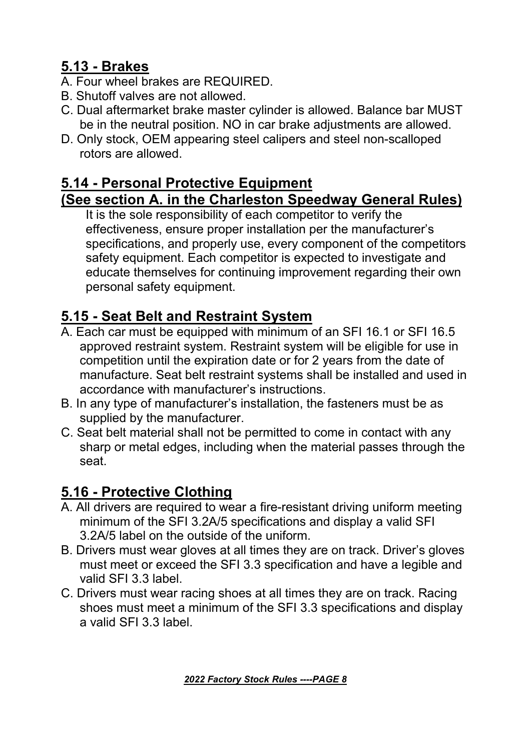## 5.13 - Brakes

A. Four wheel brakes are REQUIRED.
B. Shutoff valves are not allowed.
C. Dual aftermarket brake master cylinder is allowed. Balance bar MUST be in the neutral position. NO in car brake adjustments are allowed.
D. Only stock, OEM appearing steel calipers and steel non-scalloped rotors are allowed.

## 5.14 - Personal Protective Equipment (See section A. in the Charleston Speedway General Rules)

It is the sole responsibility of each competitor to verify the effectiveness, ensure proper installation per the manufacturer's specifications, and properly use, every component of the competitors safety equipment. Each competitor is expected to investigate and educate themselves for continuing improvement regarding their own personal safety equipment.

## 5.15 - Seat Belt and Restraint System

A. Each car must be equipped with minimum of an SFI 16.1 or SFI 16.5 approved restraint system. Restraint system will be eligible for use in competition until the expiration date or for 2 years from the date of manufacture. Seat belt restraint systems shall be installed and used in accordance with manufacturer's instructions.
B. In any type of manufacturer's installation, the fasteners must be as supplied by the manufacturer.
C. Seat belt material shall not be permitted to come in contact with any sharp or metal edges, including when the material passes through the seat.

## 5.16 - Protective Clothing

A. All drivers are required to wear a fire-resistant driving uniform meeting minimum of the SFI 3.2A/5 specifications and display a valid SFI 3.2A/5 label on the outside of the uniform.
B. Drivers must wear gloves at all times they are on track. Driver's gloves must meet or exceed the SFI 3.3 specification and have a legible and valid SFI 3.3 label.
C. Drivers must wear racing shoes at all times they are on track. Racing shoes must meet a minimum of the SFI 3.3 specifications and display a valid SFI 3.3 label.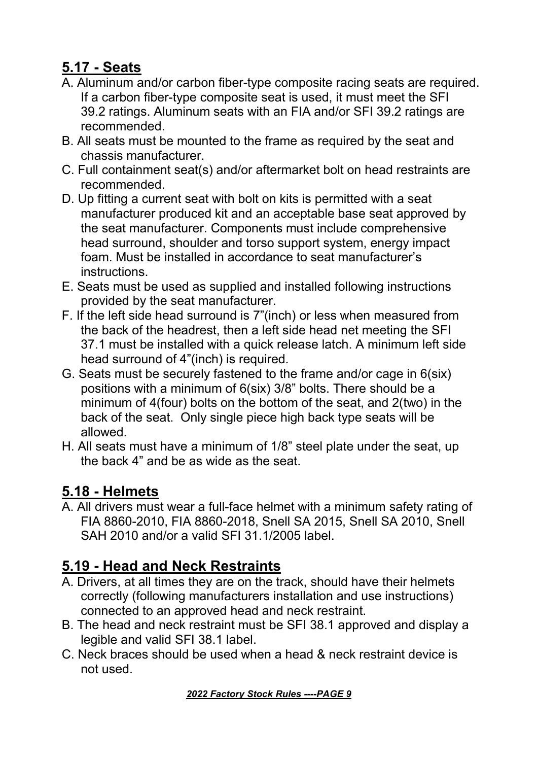## 5.17 - Seats

A. Aluminum and/or carbon fiber-type composite racing seats are required. If a carbon fiber-type composite seat is used, it must meet the SFI 39.2 ratings. Aluminum seats with an FIA and/or SFI 39.2 ratings are recommended.

B. All seats must be mounted to the frame as required by the seat and chassis manufacturer.

C. Full containment seat(s) and/or aftermarket bolt on head restraints are recommended.

D. Up fitting a current seat with bolt on kits is permitted with a seat manufacturer produced kit and an acceptable base seat approved by the seat manufacturer. Components must include comprehensive head surround, shoulder and torso support system, energy impact foam. Must be installed in accordance to seat manufacturer's instructions.

E. Seats must be used as supplied and installed following instructions provided by the seat manufacturer.

F. If the left side head surround is 7"(inch) or less when measured from the back of the headrest, then a left side head net meeting the SFI 37.1 must be installed with a quick release latch. A minimum left side head surround of 4"(inch) is required.

G. Seats must be securely fastened to the frame and/or cage in 6(six) positions with a minimum of 6(six) 3/8" bolts. There should be a minimum of 4(four) bolts on the bottom of the seat, and 2(two) in the back of the seat. Only single piece high back type seats will be allowed.

H. All seats must have a minimum of 1/8" steel plate under the seat, up the back 4" and be as wide as the seat.

## 5.18 - Helmets

A. All drivers must wear a full-face helmet with a minimum safety rating of FIA 8860-2010, FIA 8860-2018, Snell SA 2015, Snell SA 2010, Snell SAH 2010 and/or a valid SFI 31.1/2005 label.

## 5.19 - Head and Neck Restraints

A. Drivers, at all times they are on the track, should have their helmets correctly (following manufacturers installation and use instructions) connected to an approved head and neck restraint.

B. The head and neck restraint must be SFI 38.1 approved and display a legible and valid SFI 38.1 label.

C. Neck braces should be used when a head & neck restraint device is not used.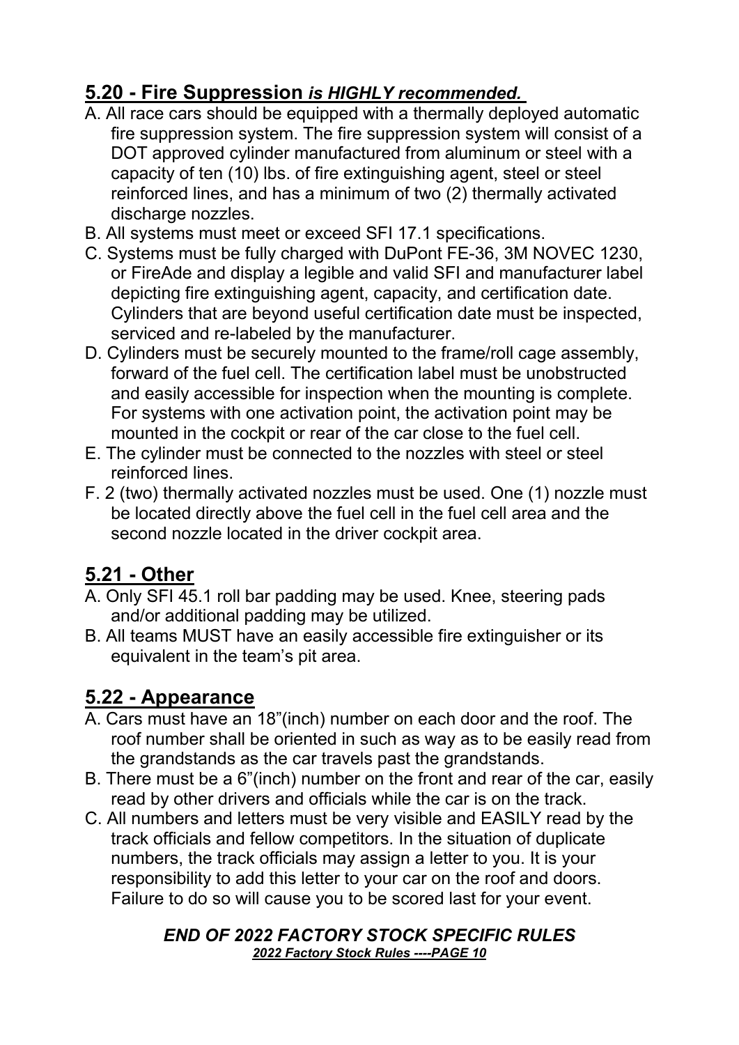## 5.20 - Fire Suppression *is HIGHLY recommended.*

A. All race cars should be equipped with a thermally deployed automatic fire suppression system. The fire suppression system will consist of a DOT approved cylinder manufactured from aluminum or steel with a capacity of ten (10) lbs. of fire extinguishing agent, steel or steel reinforced lines, and has a minimum of two (2) thermally activated discharge nozzles.

B. All systems must meet or exceed SFI 17.1 specifications.

C. Systems must be fully charged with DuPont FE-36, 3M NOVEC 1230, or FireAde and display a legible and valid SFI and manufacturer label depicting fire extinguishing agent, capacity, and certification date. Cylinders that are beyond useful certification date must be inspected, serviced and re-labeled by the manufacturer.

D. Cylinders must be securely mounted to the frame/roll cage assembly, forward of the fuel cell. The certification label must be unobstructed and easily accessible for inspection when the mounting is complete. For systems with one activation point, the activation point may be mounted in the cockpit or rear of the car close to the fuel cell.

E. The cylinder must be connected to the nozzles with steel or steel reinforced lines.

F. 2 (two) thermally activated nozzles must be used. One (1) nozzle must be located directly above the fuel cell in the fuel cell area and the second nozzle located in the driver cockpit area.

## 5.21 - Other

A. Only SFI 45.1 roll bar padding may be used. Knee, steering pads and/or additional padding may be utilized.

B. All teams MUST have an easily accessible fire extinguisher or its equivalent in the team's pit area.

## 5.22 - Appearance

A. Cars must have an 18"(inch) number on each door and the roof. The roof number shall be oriented in such as way as to be easily read from the grandstands as the car travels past the grandstands.

B. There must be a 6"(inch) number on the front and rear of the car, easily read by other drivers and officials while the car is on the track.

C. All numbers and letters must be very visible and EASILY read by the track officials and fellow competitors. In the situation of duplicate numbers, the track officials may assign a letter to you. It is your responsibility to add this letter to your car on the roof and doors. Failure to do so will cause you to be scored last for your event.

***END OF 2022 FACTORY STOCK SPECIFIC RULES***